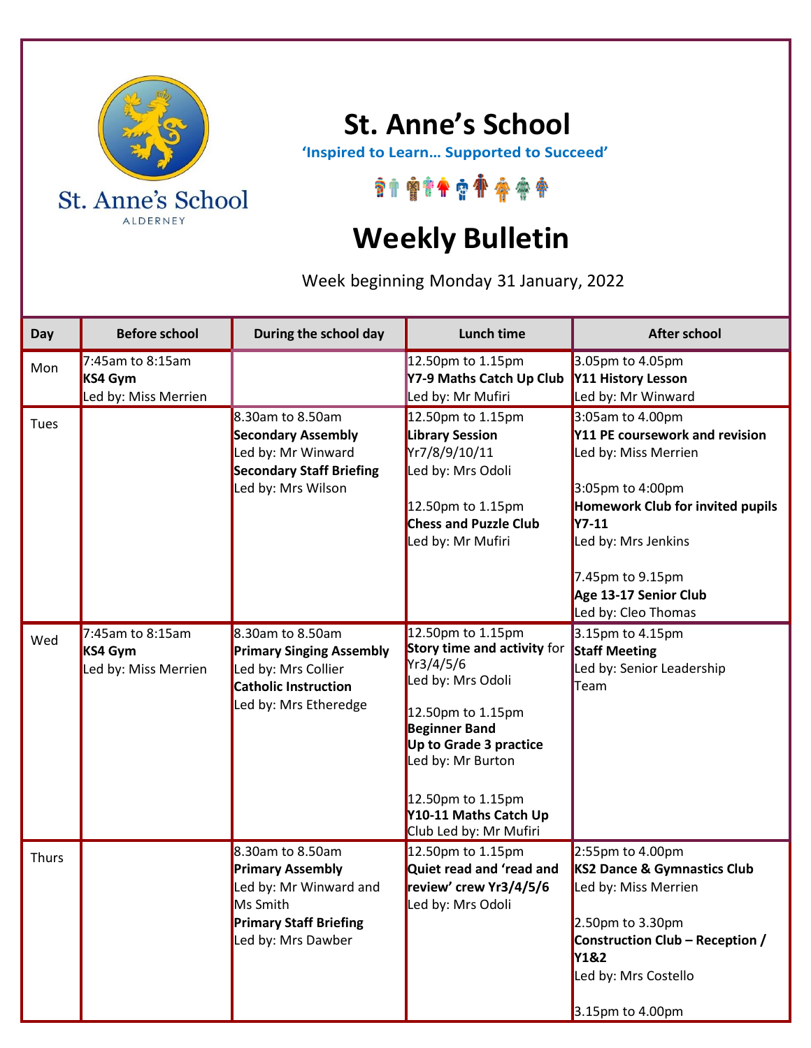# St. Anne's School

**'Inspired to Learn… Supported to Succeed'**

# Weekly Bulletin

Week beginning Monday 31 January, 2022

| Day | Before school | During the school day | Lunch time | After school |
| --- | --- | --- | --- | --- |
| Mon | 7:45am to 8:15am<br>**KS4 Gym**<br>Led by: Miss Merrien | | 12.50pm to 1.15pm<br>**Y7-9 Maths Catch Up Club**<br>Led by: Mr Mufiri | 3.05pm to 4.05pm<br>**Y11 History Lesson**<br>Led by: Mr Winward |
| Tues | | 8.30am to 8.50am<br>**Secondary Assembly**<br>Led by: Mr Winward<br>**Secondary Staff Briefing**<br>Led by: Mrs Wilson | 12.50pm to 1.15pm<br>**Library Session**<br>Yr7/8/9/10/11<br>Led by: Mrs Odoli<br><br>12.50pm to 1.15pm<br>**Chess and Puzzle Club**<br>Led by: Mr Mufiri | 3:05am to 4.00pm<br>**Y11 PE coursework and revision**<br>Led by: Miss Merrien<br><br>3:05pm to 4:00pm<br>**Homework Club for invited pupils Y7-11**<br>Led by: Mrs Jenkins<br><br>7.45pm to 9.15pm<br>**Age 13-17 Senior Club**<br>Led by: Cleo Thomas |
| Wed | 7:45am to 8:15am<br>**KS4 Gym**<br>Led by: Miss Merrien | 8.30am to 8.50am<br>**Primary Singing Assembly**<br>Led by: Mrs Collier<br>**Catholic Instruction**<br>Led by: Mrs Etheredge | 12.50pm to 1.15pm<br>**Story time and activity** for Yr3/4/5/6<br>Led by: Mrs Odoli<br><br>12.50pm to 1.15pm<br>**Beginner Band**<br>**Up to Grade 3 practice**<br>Led by: Mr Burton<br><br>12.50pm to 1.15pm<br>**Y10-11 Maths Catch Up** Club Led by: Mr Mufiri | 3.15pm to 4.15pm<br>**Staff Meeting**<br>Led by: Senior Leadership Team |
| Thurs | | 8.30am to 8.50am<br>**Primary Assembly**<br>Led by: Mr Winward and Ms Smith<br>**Primary Staff Briefing**<br>Led by: Mrs Dawber | 12.50pm to 1.15pm<br>**Quiet read and 'read and review' crew Yr3/4/5/6**<br>Led by: Mrs Odoli | 2:55pm to 4.00pm<br>**KS2 Dance & Gymnastics Club**<br>Led by: Miss Merrien<br><br>2.50pm to 3.30pm<br>**Construction Club – Reception / Y1&2**<br>Led by: Mrs Costello<br><br>3.15pm to 4.00pm |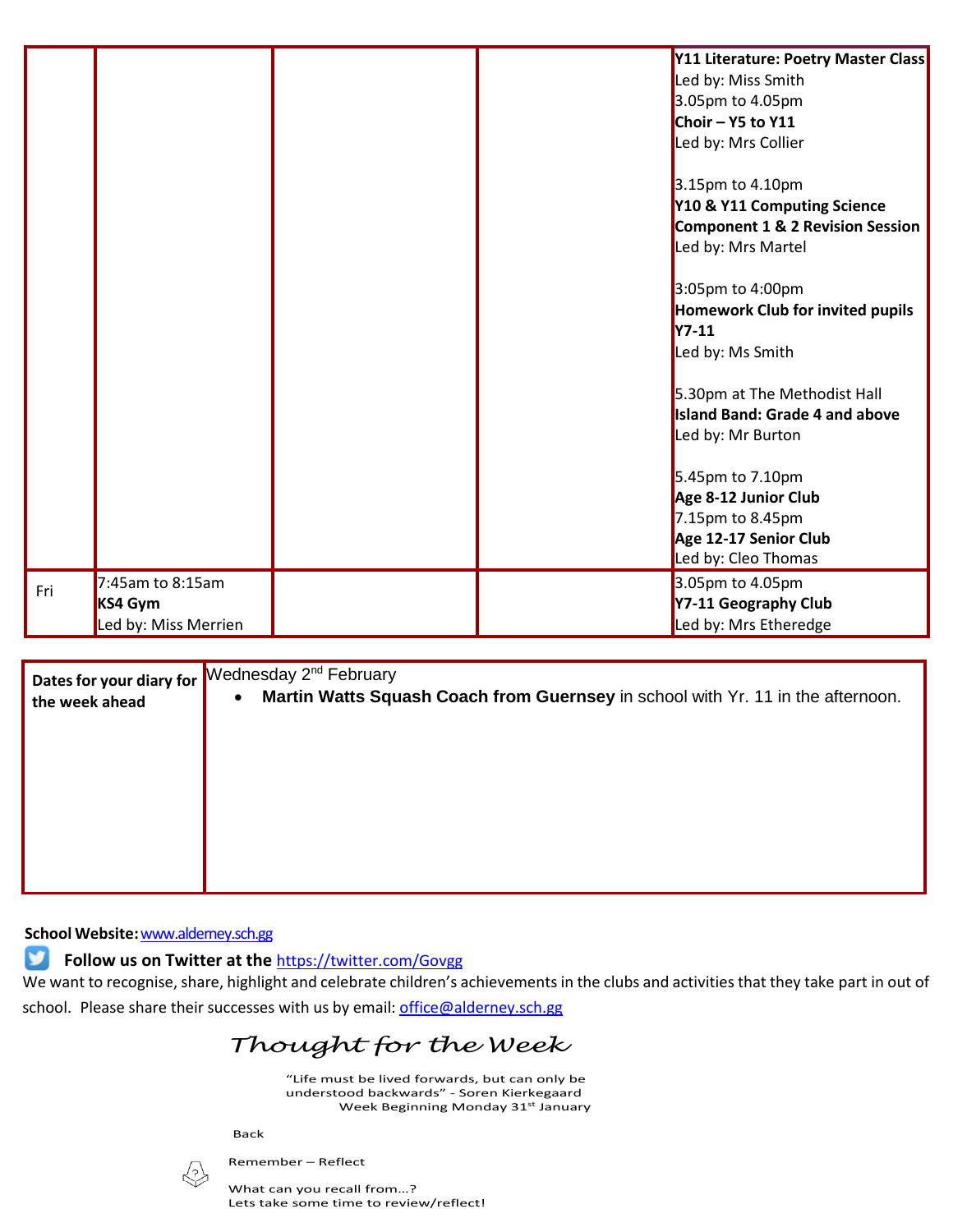| | | | | |
|---|---|---|---|---|
| | | | | **Y11 Literature: Poetry Master Class**<br>Led by: Miss Smith<br>3.05pm to 4.05pm<br>**Choir – Y5 to Y11**<br>Led by: Mrs Collier<br><br>3.15pm to 4.10pm<br>**Y10 & Y11 Computing Science Component 1 & 2 Revision Session**<br>Led by: Mrs Martel<br><br>3:05pm to 4:00pm<br>**Homework Club for invited pupils Y7-11**<br>Led by: Ms Smith<br><br>5.30pm at The Methodist Hall<br>**Island Band: Grade 4 and above**<br>Led by: Mr Burton<br><br>5.45pm to 7.10pm<br>**Age 8-12 Junior Club**<br>7.15pm to 8.45pm<br>**Age 12-17 Senior Club**<br>Led by: Cleo Thomas |
| Fri | 7:45am to 8:15am<br>**KS4 Gym**<br>Led by: Miss Merrien | | | 3.05pm to 4.05pm<br>**Y7-11 Geography Club**<br>Led by: Mrs Etheredge |

| | |
|---|---|
| **Dates for your diary for the week ahead** | Wednesday 2nd February<br>• **Martin Watts Squash Coach from Guernsey** in school with Yr. 11 in the afternoon. |

**School Website:** www.alderney.sch.gg

**Follow us on Twitter at the** https://twitter.com/Govgg

We want to recognise, share, highlight and celebrate children's achievements in the clubs and activities that they take part in out of school. Please share their successes with us by email: office@alderney.sch.gg

## *Thought for the Week*

"Life must be lived forwards, but can only be understood backwards" - Soren Kierkegaard

Week Beginning Monday 31st January

Back

Remember – Reflect

What can you recall from…?
Lets take some time to review/reflect!